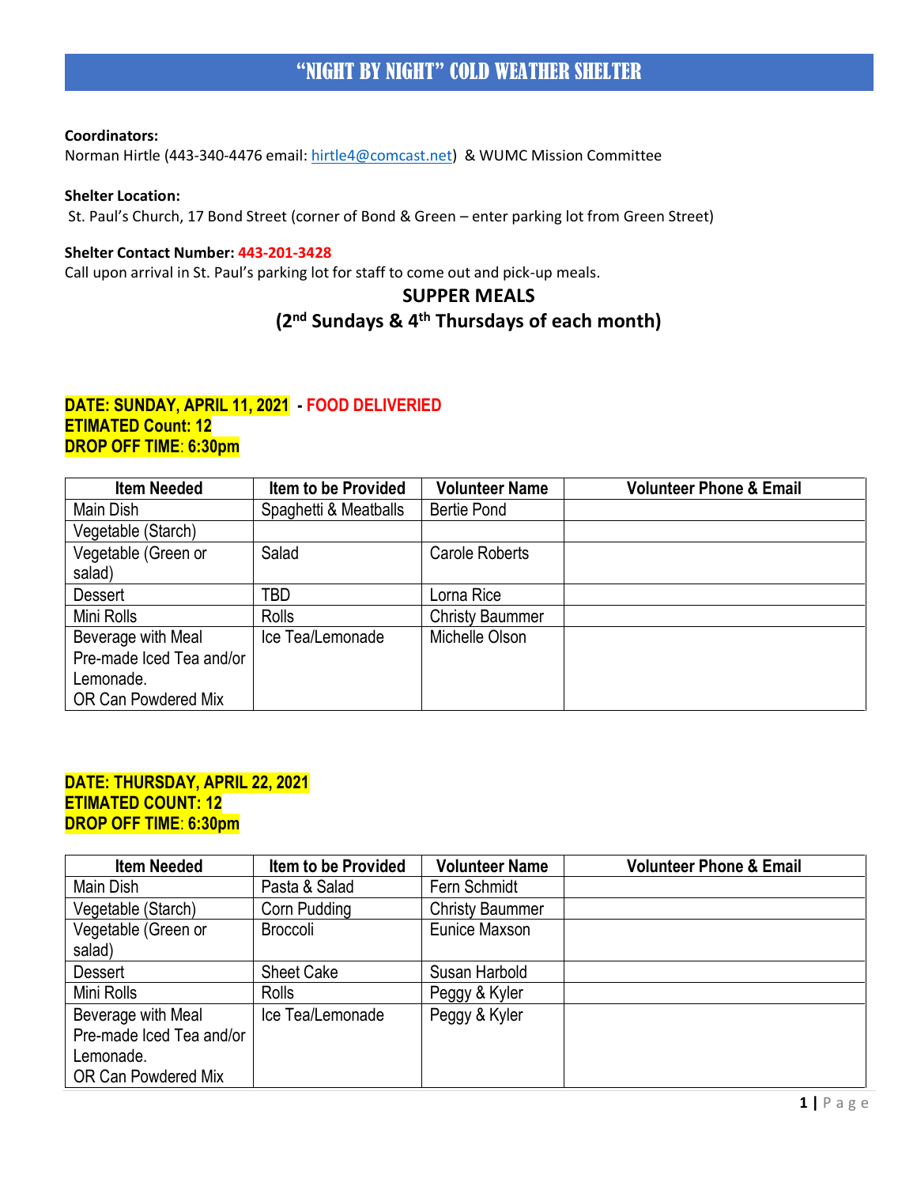# "NIGHT BY NIGHT" COLD WEATHER SHELTER

**Coordinators:**
Norman Hirtle (443-340-4476 email: hirtle4@comcast.net) & WUMC Mission Committee

**Shelter Location:**
St. Paul's Church, 17 Bond Street (corner of Bond & Green – enter parking lot from Green Street)

**Shelter Contact Number:** **443-201-3428**
Call upon arrival in St. Paul's parking lot for staff to come out and pick-up meals.

## SUPPER MEALS
## (2nd Sundays & 4th Thursdays of each month)

**DATE: SUNDAY, APRIL 11, 2021 - FOOD DELIVERIED**
**ETIMATED Count: 12**
**DROP OFF TIME: 6:30pm**

| Item Needed | Item to be Provided | Volunteer Name | Volunteer Phone & Email |
|---|---|---|---|
| Main Dish | Spaghetti & Meatballs | Bertie Pond | |
| Vegetable (Starch) | | | |
| Vegetable (Green or salad) | Salad | Carole Roberts | |
| Dessert | TBD | Lorna Rice | |
| Mini Rolls | Rolls | Christy Baummer | |
| Beverage with Meal Pre-made Iced Tea and/or Lemonade. OR Can Powdered Mix | Ice Tea/Lemonade | Michelle Olson | |

**DATE: THURSDAY, APRIL 22, 2021**
**ETIMATED COUNT: 12**
**DROP OFF TIME: 6:30pm**

| Item Needed | Item to be Provided | Volunteer Name | Volunteer Phone & Email |
|---|---|---|---|
| Main Dish | Pasta & Salad | Fern Schmidt | |
| Vegetable (Starch) | Corn Pudding | Christy Baummer | |
| Vegetable (Green or salad) | Broccoli | Eunice Maxson | |
| Dessert | Sheet Cake | Susan Harbold | |
| Mini Rolls | Rolls | Peggy & Kyler | |
| Beverage with Meal Pre-made Iced Tea and/or Lemonade. OR Can Powdered Mix | Ice Tea/Lemonade | Peggy & Kyler | |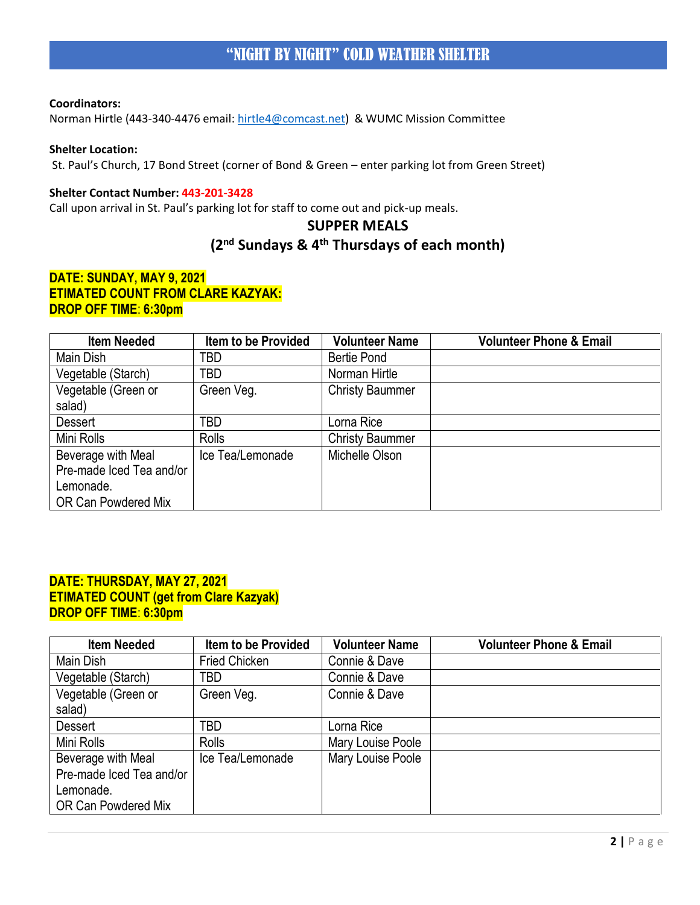# "NIGHT BY NIGHT" COLD WEATHER SHELTER

**Coordinators:**
Norman Hirtle (443-340-4476 email: hirtle4@comcast.net) & WUMC Mission Committee

**Shelter Location:**
St. Paul's Church, 17 Bond Street (corner of Bond & Green – enter parking lot from Green Street)

**Shelter Contact Number:** 443-201-3428
Call upon arrival in St. Paul's parking lot for staff to come out and pick-up meals.

## SUPPER MEALS
## (2nd Sundays & 4th Thursdays of each month)

**DATE: SUNDAY, MAY 9, 2021**
**ETIMATED COUNT FROM CLARE KAZYAK:**
**DROP OFF TIME: 6:30pm**

| Item Needed | Item to be Provided | Volunteer Name | Volunteer Phone & Email |
|---|---|---|---|
| Main Dish | TBD | Bertie Pond | |
| Vegetable (Starch) | TBD | Norman Hirtle | |
| Vegetable (Green or salad) | Green Veg. | Christy Baummer | |
| Dessert | TBD | Lorna Rice | |
| Mini Rolls | Rolls | Christy Baummer | |
| Beverage with Meal Pre-made Iced Tea and/or Lemonade. OR Can Powdered Mix | Ice Tea/Lemonade | Michelle Olson | |

**DATE: THURSDAY, MAY 27, 2021**
**ETIMATED COUNT (get from Clare Kazyak)**
**DROP OFF TIME: 6:30pm**

| Item Needed | Item to be Provided | Volunteer Name | Volunteer Phone & Email |
|---|---|---|---|
| Main Dish | Fried Chicken | Connie & Dave | |
| Vegetable (Starch) | TBD | Connie & Dave | |
| Vegetable (Green or salad) | Green Veg. | Connie & Dave | |
| Dessert | TBD | Lorna Rice | |
| Mini Rolls | Rolls | Mary Louise Poole | |
| Beverage with Meal Pre-made Iced Tea and/or Lemonade. OR Can Powdered Mix | Ice Tea/Lemonade | Mary Louise Poole | |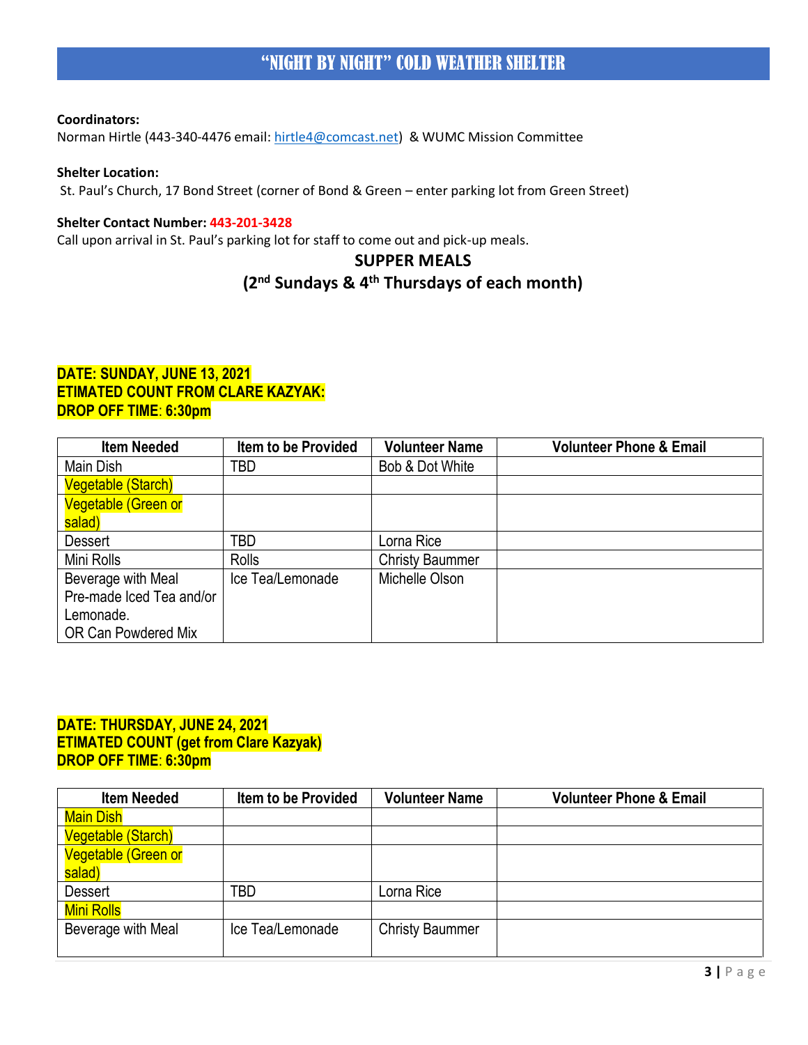# "NIGHT BY NIGHT" COLD WEATHER SHELTER

**Coordinators:**
Norman Hirtle (443-340-4476 email: hirtle4@comcast.net) & WUMC Mission Committee

**Shelter Location:**
St. Paul's Church, 17 Bond Street (corner of Bond & Green – enter parking lot from Green Street)

**Shelter Contact Number:** 443-201-3428
Call upon arrival in St. Paul's parking lot for staff to come out and pick-up meals.

## SUPPER MEALS
## (2nd Sundays & 4th Thursdays of each month)

**DATE: SUNDAY, JUNE 13, 2021**
**ETIMATED COUNT FROM CLARE KAZYAK:**
**DROP OFF TIME: 6:30pm**

| Item Needed | Item to be Provided | Volunteer Name | Volunteer Phone & Email |
|---|---|---|---|
| Main Dish | TBD | Bob & Dot White | |
| Vegetable (Starch) | | | |
| Vegetable (Green or salad) | | | |
| Dessert | TBD | Lorna Rice | |
| Mini Rolls | Rolls | Christy Baummer | |
| Beverage with Meal Pre-made Iced Tea and/or Lemonade. OR Can Powdered Mix | Ice Tea/Lemonade | Michelle Olson | |

**DATE: THURSDAY, JUNE 24, 2021**
**ETIMATED COUNT (get from Clare Kazyak)**
**DROP OFF TIME: 6:30pm**

| Item Needed | Item to be Provided | Volunteer Name | Volunteer Phone & Email |
|---|---|---|---|
| Main Dish | | | |
| Vegetable (Starch) | | | |
| Vegetable (Green or salad) | | | |
| Dessert | TBD | Lorna Rice | |
| Mini Rolls | | | |
| Beverage with Meal | Ice Tea/Lemonade | Christy Baummer | |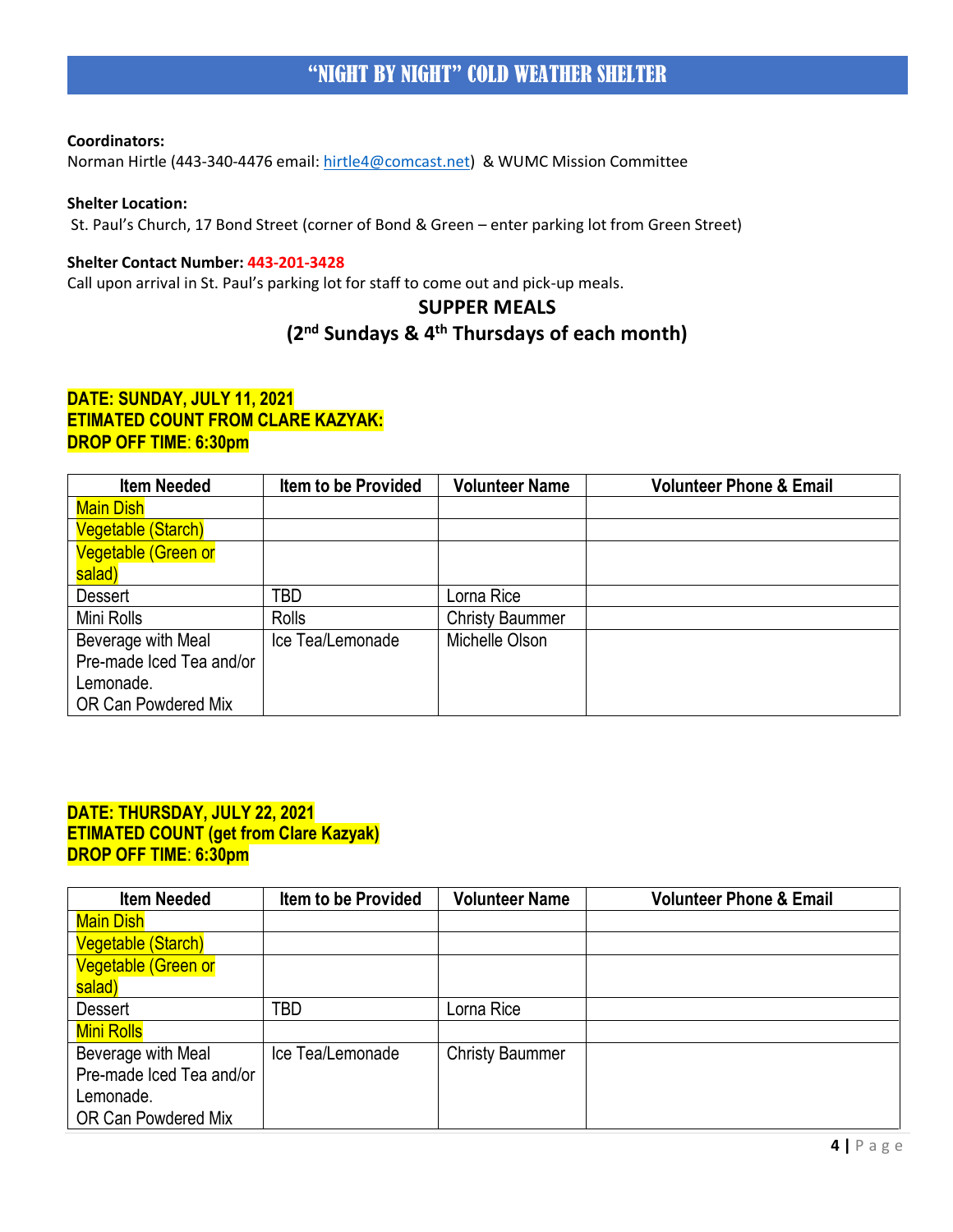## "NIGHT BY NIGHT" COLD WEATHER SHELTER

**Coordinators:**
Norman Hirtle (443-340-4476 email: hirtle4@comcast.net) & WUMC Mission Committee

**Shelter Location:**
St. Paul's Church, 17 Bond Street (corner of Bond & Green – enter parking lot from Green Street)

**Shelter Contact Number: 443-201-3428**
Call upon arrival in St. Paul's parking lot for staff to come out and pick-up meals.

### SUPPER MEALS
### (2nd Sundays & 4th Thursdays of each month)

**DATE: SUNDAY, JULY 11, 2021**
**ETIMATED COUNT FROM CLARE KAZYAK:**
**DROP OFF TIME: 6:30pm**

| Item Needed | Item to be Provided | Volunteer Name | Volunteer Phone & Email |
|---|---|---|---|
| Main Dish | | | |
| Vegetable (Starch) | | | |
| Vegetable (Green or salad) | | | |
| Dessert | TBD | Lorna Rice | |
| Mini Rolls | Rolls | Christy Baummer | |
| Beverage with Meal Pre-made Iced Tea and/or Lemonade. OR Can Powdered Mix | Ice Tea/Lemonade | Michelle Olson | |

**DATE: THURSDAY, JULY 22, 2021**
**ETIMATED COUNT (get from Clare Kazyak)**
**DROP OFF TIME: 6:30pm**

| Item Needed | Item to be Provided | Volunteer Name | Volunteer Phone & Email |
|---|---|---|---|
| Main Dish | | | |
| Vegetable (Starch) | | | |
| Vegetable (Green or salad) | | | |
| Dessert | TBD | Lorna Rice | |
| Mini Rolls | | | |
| Beverage with Meal Pre-made Iced Tea and/or Lemonade. OR Can Powdered Mix | Ice Tea/Lemonade | Christy Baummer | |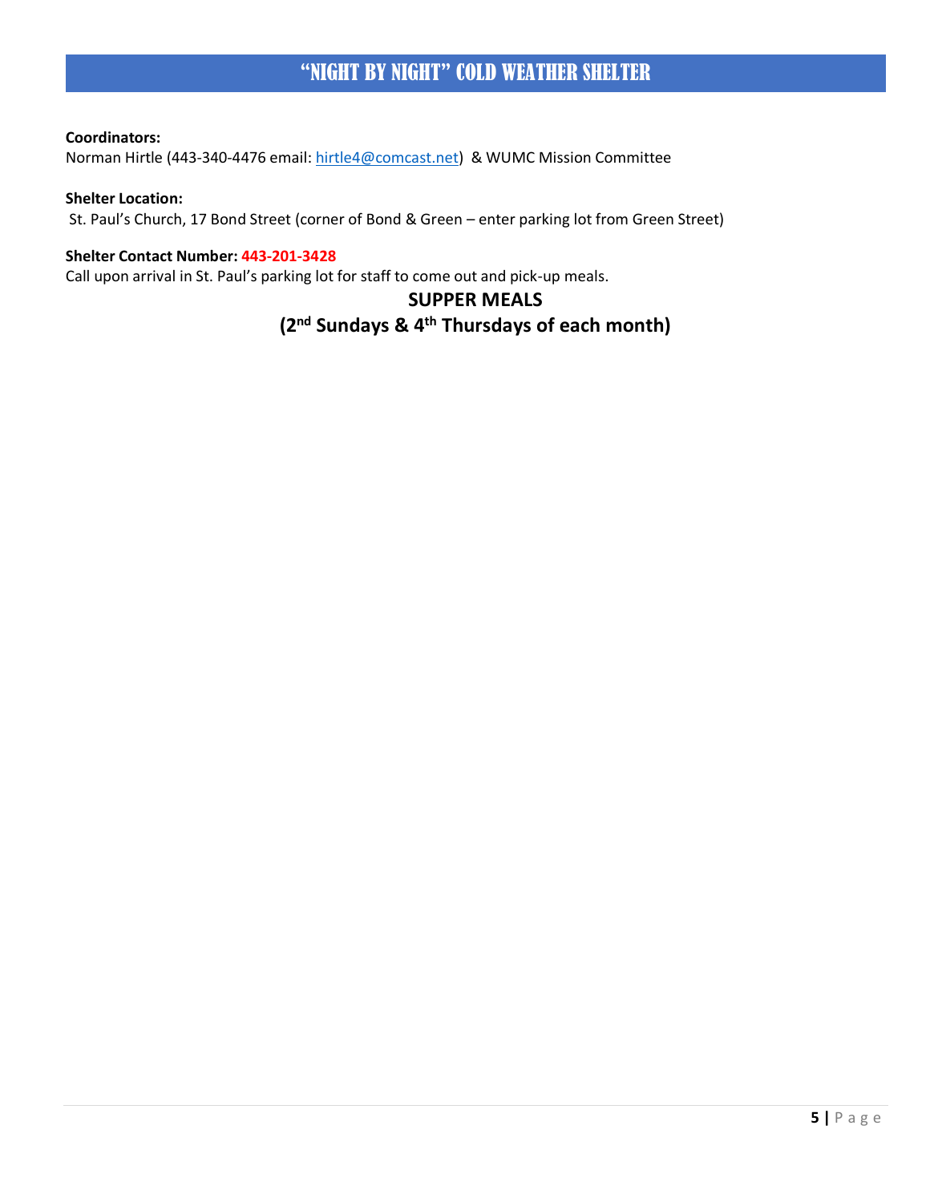# "NIGHT BY NIGHT" COLD WEATHER SHELTER

**Coordinators:**
Norman Hirtle (443-340-4476 email: hirtle4@comcast.net) & WUMC Mission Committee

**Shelter Location:**
St. Paul's Church, 17 Bond Street (corner of Bond & Green – enter parking lot from Green Street)

**Shelter Contact Number: 443-201-3428**
Call upon arrival in St. Paul's parking lot for staff to come out and pick-up meals.

## SUPPER MEALS

## (2nd Sundays & 4th Thursdays of each month)